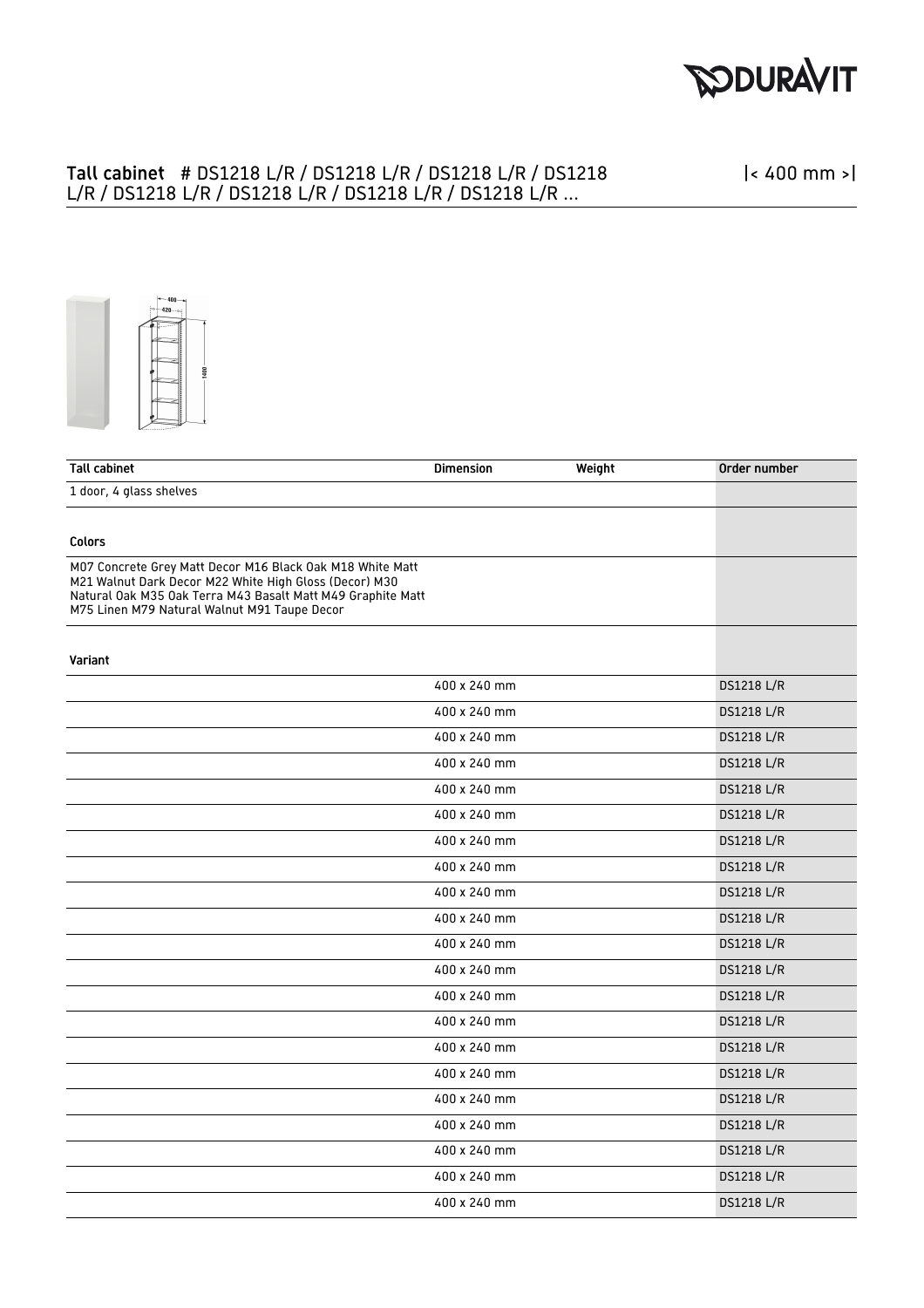# Tall cabinet # DS1218 L/R / DS1218 L/R / DS1218 L/R / DS1218 L/R / DS1218 L/R / DS1218 L/R / DS1218 L/R / DS1218 L/R ...

|< 400 mm >|

| Tall cabinet | Dimension | Weight | Order number |
|---|---|---|---|
| 1 door, 4 glass shelves | | | |
| **Colors** | | | |
| M07 Concrete Grey Matt Decor M16 Black Oak M18 White Matt M21 Walnut Dark Decor M22 White High Gloss (Decor) M30 Natural Oak M35 Oak Terra M43 Basalt Matt M49 Graphite Matt M75 Linen M79 Natural Walnut M91 Taupe Decor | | | |
| **Variant** | | | |
| | 400 x 240 mm | | DS1218 L/R |
| | 400 x 240 mm | | DS1218 L/R |
| | 400 x 240 mm | | DS1218 L/R |
| | 400 x 240 mm | | DS1218 L/R |
| | 400 x 240 mm | | DS1218 L/R |
| | 400 x 240 mm | | DS1218 L/R |
| | 400 x 240 mm | | DS1218 L/R |
| | 400 x 240 mm | | DS1218 L/R |
| | 400 x 240 mm | | DS1218 L/R |
| | 400 x 240 mm | | DS1218 L/R |
| | 400 x 240 mm | | DS1218 L/R |
| | 400 x 240 mm | | DS1218 L/R |
| | 400 x 240 mm | | DS1218 L/R |
| | 400 x 240 mm | | DS1218 L/R |
| | 400 x 240 mm | | DS1218 L/R |
| | 400 x 240 mm | | DS1218 L/R |
| | 400 x 240 mm | | DS1218 L/R |
| | 400 x 240 mm | | DS1218 L/R |
| | 400 x 240 mm | | DS1218 L/R |
| | 400 x 240 mm | | DS1218 L/R |
| | 400 x 240 mm | | DS1218 L/R |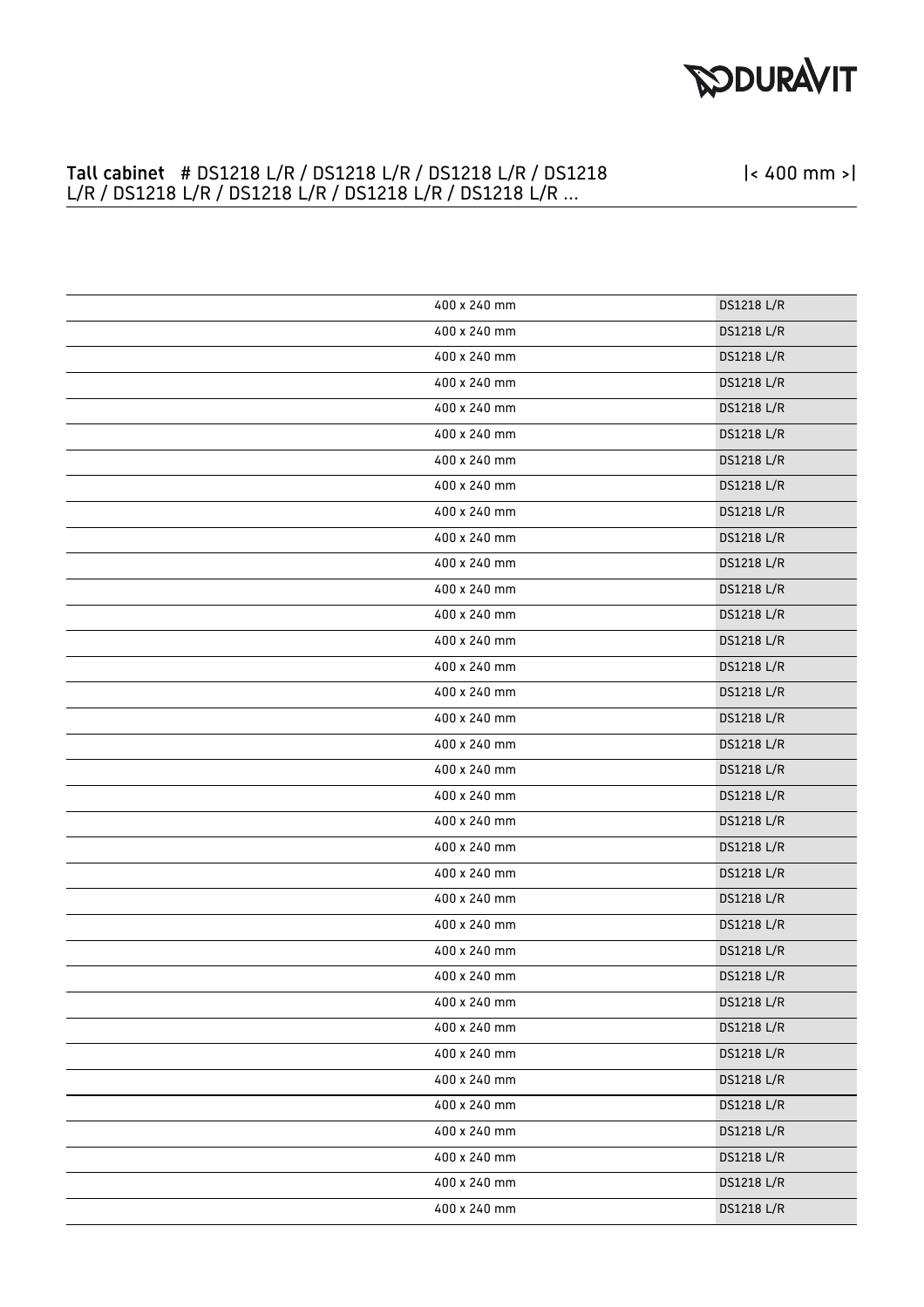**Tall cabinet** # DS1218 L/R / DS1218 L/R / DS1218 L/R / DS1218 L/R / DS1218 L/R / DS1218 L/R / DS1218 L/R / DS1218 L/R ...

|< 400 mm >|

| | | |
|---|---|---|
| | 400 x 240 mm | DS1218 L/R |
| | 400 x 240 mm | DS1218 L/R |
| | 400 x 240 mm | DS1218 L/R |
| | 400 x 240 mm | DS1218 L/R |
| | 400 x 240 mm | DS1218 L/R |
| | 400 x 240 mm | DS1218 L/R |
| | 400 x 240 mm | DS1218 L/R |
| | 400 x 240 mm | DS1218 L/R |
| | 400 x 240 mm | DS1218 L/R |
| | 400 x 240 mm | DS1218 L/R |
| | 400 x 240 mm | DS1218 L/R |
| | 400 x 240 mm | DS1218 L/R |
| | 400 x 240 mm | DS1218 L/R |
| | 400 x 240 mm | DS1218 L/R |
| | 400 x 240 mm | DS1218 L/R |
| | 400 x 240 mm | DS1218 L/R |
| | 400 x 240 mm | DS1218 L/R |
| | 400 x 240 mm | DS1218 L/R |
| | 400 x 240 mm | DS1218 L/R |
| | 400 x 240 mm | DS1218 L/R |
| | 400 x 240 mm | DS1218 L/R |
| | 400 x 240 mm | DS1218 L/R |
| | 400 x 240 mm | DS1218 L/R |
| | 400 x 240 mm | DS1218 L/R |
| | 400 x 240 mm | DS1218 L/R |
| | 400 x 240 mm | DS1218 L/R |
| | 400 x 240 mm | DS1218 L/R |
| | 400 x 240 mm | DS1218 L/R |
| | 400 x 240 mm | DS1218 L/R |
| | 400 x 240 mm | DS1218 L/R |
| | 400 x 240 mm | DS1218 L/R |
| | 400 x 240 mm | DS1218 L/R |
| | 400 x 240 mm | DS1218 L/R |
| | 400 x 240 mm | DS1218 L/R |
| | 400 x 240 mm | DS1218 L/R |
| | 400 x 240 mm | DS1218 L/R |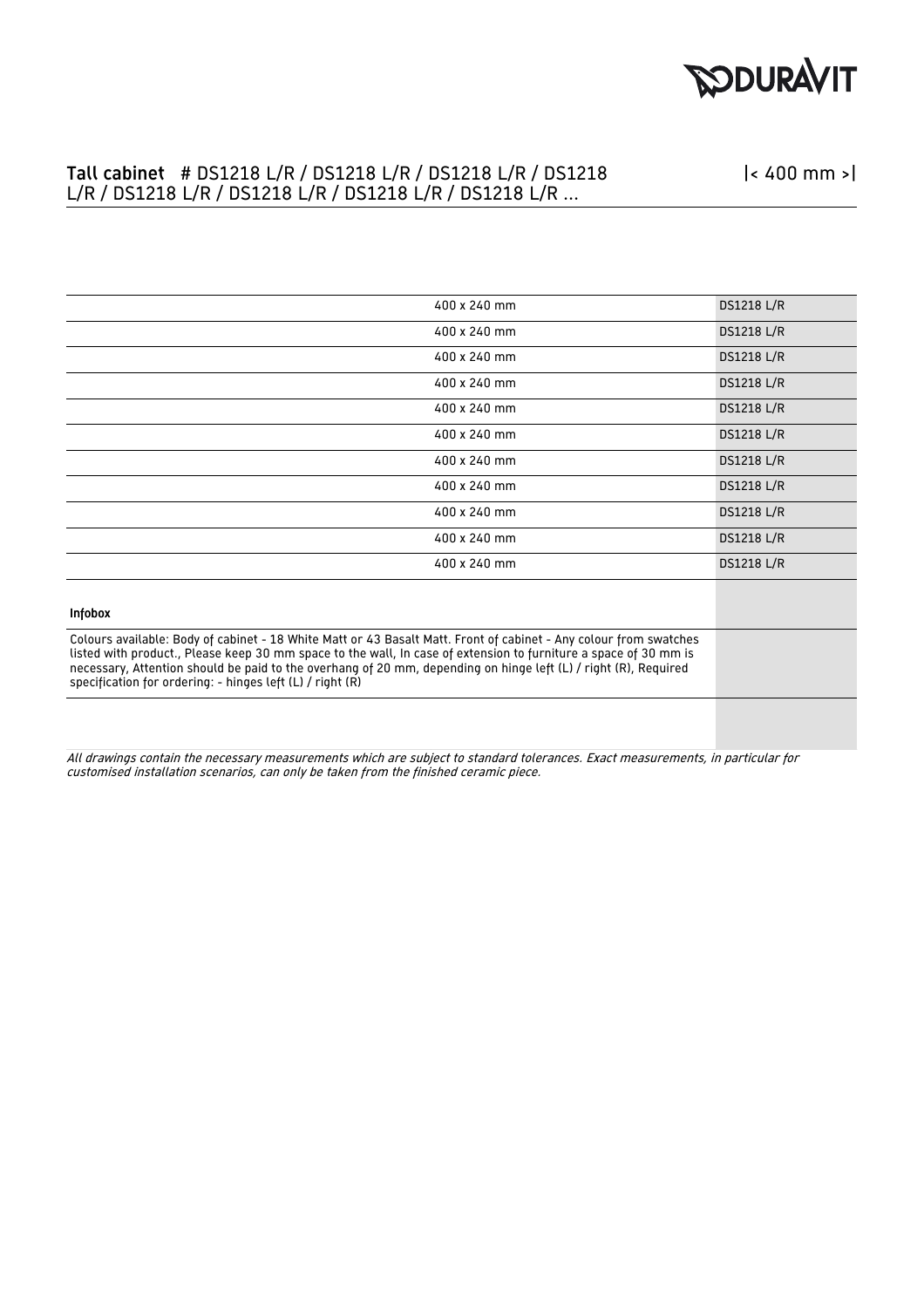## Tall cabinet # DS1218 L/R / DS1218 L/R / DS1218 L/R / DS1218 L/R / DS1218 L/R / DS1218 L/R / DS1218 L/R / DS1218 L/R ...

|< 400 mm >|

| | | |
|---|---|---|
| | 400 x 240 mm | DS1218 L/R |
| | 400 x 240 mm | DS1218 L/R |
| | 400 x 240 mm | DS1218 L/R |
| | 400 x 240 mm | DS1218 L/R |
| | 400 x 240 mm | DS1218 L/R |
| | 400 x 240 mm | DS1218 L/R |
| | 400 x 240 mm | DS1218 L/R |
| | 400 x 240 mm | DS1218 L/R |
| | 400 x 240 mm | DS1218 L/R |
| | 400 x 240 mm | DS1218 L/R |
| | 400 x 240 mm | DS1218 L/R |

**Infobox**

Colours available: Body of cabinet - 18 White Matt or 43 Basalt Matt. Front of cabinet - Any colour from swatches listed with product., Please keep 30 mm space to the wall, In case of extension to furniture a space of 30 mm is necessary, Attention should be paid to the overhang of 20 mm, depending on hinge left (L) / right (R), Required specification for ordering: - hinges left (L) / right (R)

*All drawings contain the necessary measurements which are subject to standard tolerances. Exact measurements, in particular for customised installation scenarios, can only be taken from the finished ceramic piece.*